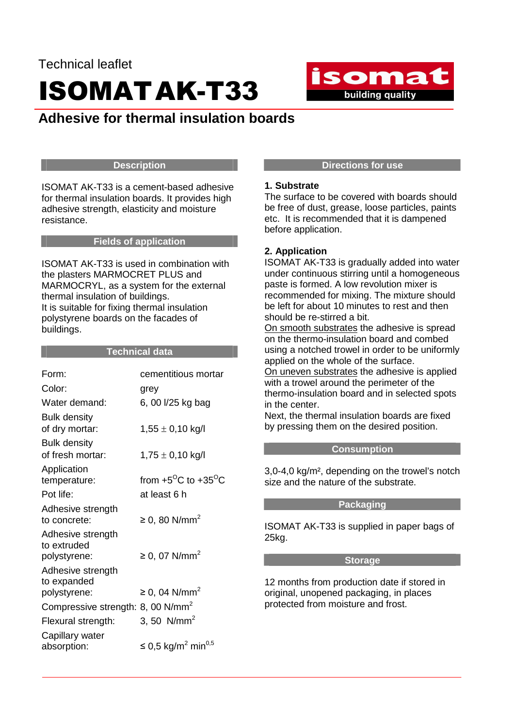Technical leaflet

# ISOMAT AK-T33

## Adhesive for thermal insulation boards

### Description

ISOMAT AK-T33 is a cement-based adhesive for thermal insulation boards. It provides high adhesive strength, elasticity and moisture resistance.

### Fields of application

ISOMAT AK-T33 is used in combination with the plasters MARMOCRET PLUS and MARMOCRYL, as a system for the external thermal insulation of buildings.
It is suitable for fixing thermal insulation polystyrene boards on the facades of buildings.

### Technical data

| | |
|---|---|
| Form: | cementitious mortar |
| Color: | grey |
| Water demand: | 6, 00 l/25 kg bag |
| Bulk density of dry mortar: | 1,55 ± 0,10 kg/l |
| Bulk density of fresh mortar: | 1,75 ± 0,10 kg/l |
| Application temperature: | from +5$^{O}$C to +35$^{O}$C |
| Pot life: | at least 6 h |
| Adhesive strength to concrete: | ≥ 0, 80 N/mm$^2$ |
| Adhesive strength to extruded polystyrene: | ≥ 0, 07 N/mm$^2$ |
| Adhesive strength to expanded polystyrene: | ≥ 0, 04 N/mm$^2$ |
| Compressive strength: | 8, 00 N/mm$^2$ |
| Flexural strength: | 3, 50 N/mm$^2$ |
| Capillary water absorption: | ≤ 0,5 kg/m$^2$ min$^{0,5}$ |

### Directions for use

**1. Substrate**
The surface to be covered with boards should be free of dust, grease, loose particles, paints etc. It is recommended that it is dampened before application.

**2. Application**
ISOMAT AK-T33 is gradually added into water under continuous stirring until a homogeneous paste is formed. A low revolution mixer is recommended for mixing. The mixture should be left for about 10 minutes to rest and then should be re-stirred a bit.
On smooth substrates the adhesive is spread on the thermo-insulation board and combed using a notched trowel in order to be uniformly applied on the whole of the surface.
On uneven substrates the adhesive is applied with a trowel around the perimeter of the thermo-insulation board and in selected spots in the center.
Next, the thermal insulation boards are fixed by pressing them on the desired position.

### Consumption

3,0-4,0 kg/m², depending on the trowel's notch size and the nature of the substrate.

### Packaging

ISOMAT AK-T33 is supplied in paper bags of 25kg.

### Storage

12 months from production date if stored in original, unopened packaging, in places protected from moisture and frost.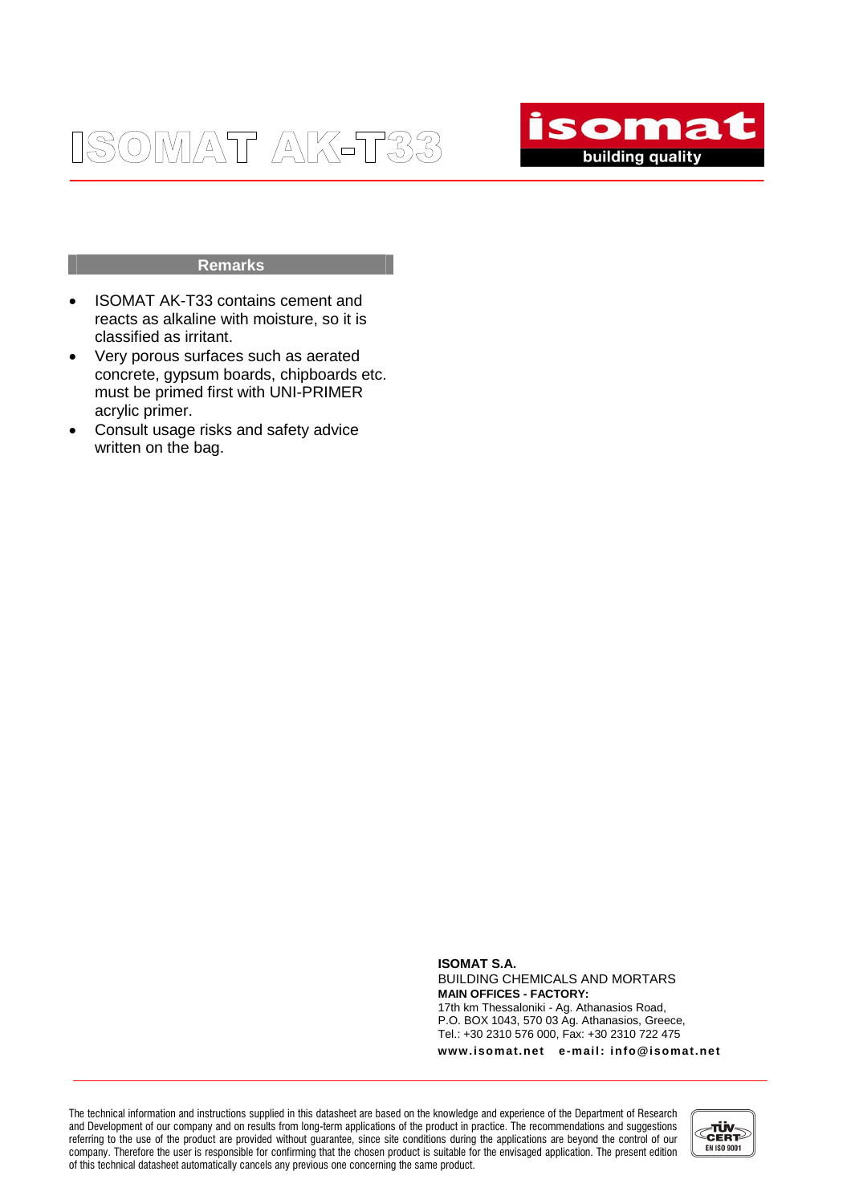## Remarks

- ISOMAT AK-T33 contains cement and reacts as alkaline with moisture, so it is classified as irritant.
- Very porous surfaces such as aerated concrete, gypsum boards, chipboards etc. must be primed first with UNI-PRIMER acrylic primer.
- Consult usage risks and safety advice written on the bag.

**ISOMAT S.A.**
BUILDING CHEMICALS AND MORTARS
**MAIN OFFICES - FACTORY:**
17th km Thessaloniki - Ag. Athanasios Road,
P.O. BOX 1043, 570 03 Ag. Athanasios, Greece,
Tel.: +30 2310 576 000, Fax: +30 2310 722 475
**www.isomat.net e-mail: info@isomat.net**

The technical information and instructions supplied in this datasheet are based on the knowledge and experience of the Department of Research and Development of our company and on results from long-term applications of the product in practice. The recommendations and suggestions referring to the use of the product are provided without guarantee, since site conditions during the applications are beyond the control of our company. Therefore the user is responsible for confirming that the chosen product is suitable for the envisaged application. The present edition of this technical datasheet automatically cancels any previous one concerning the same product.